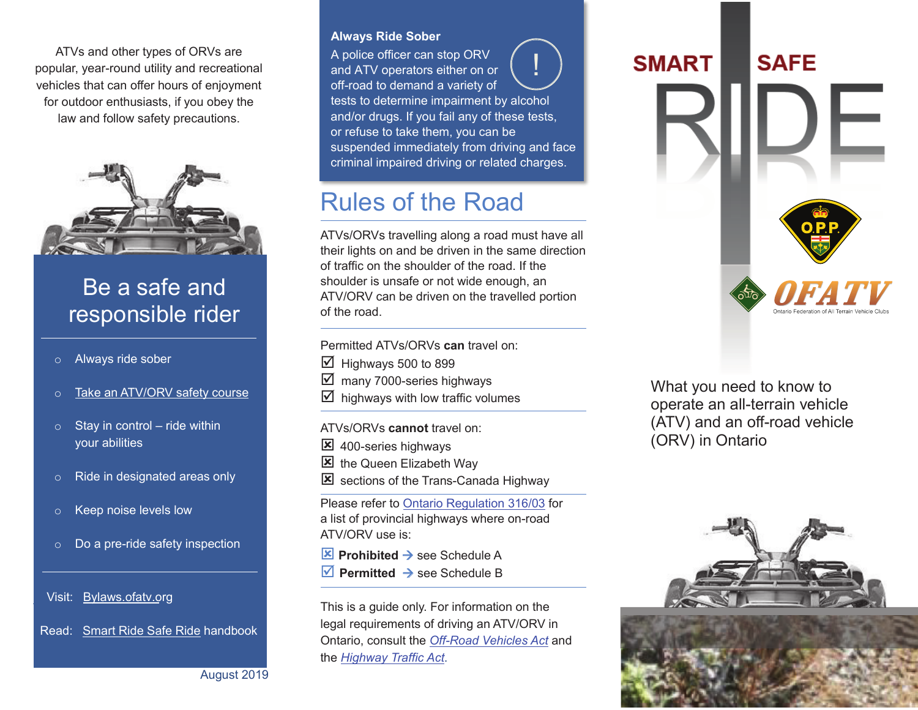ATVs and other types of ORVs are popular, year-round utility and recreational vehicles that can offer hours of enjoyment for outdoor enthusiasts, if you obey the law and follow safety precautions.

## Be a safe and responsible rider

- Always ride sober
- Take an ATV/ORV safety course
- Stay in control – ride within your abilities
- Ride in designated areas only
- Keep noise levels low
- Do a pre-ride safety inspection

Visit: Bylaws.ofatv.org

Read: Smart Ride Safe Ride handbook

August 2019

### Always Ride Sober

A police officer can stop ORV and ATV operators either on or off-road to demand a variety of tests to determine impairment by alcohol and/or drugs. If you fail any of these tests, or refuse to take them, you can be suspended immediately from driving and face criminal impaired driving or related charges.

## Rules of the Road

ATVs/ORVs travelling along a road must have all their lights on and be driven in the same direction of traffic on the shoulder of the road. If the shoulder is unsafe or not wide enough, an ATV/ORV can be driven on the travelled portion of the road.

Permitted ATVs/ORVs **can** travel on:

- ☑ Highways 500 to 899
- ☑ many 7000-series highways
- ☑ highways with low traffic volumes

ATVs/ORVs **cannot** travel on:

- ☒ 400-series highways
- ☒ the Queen Elizabeth Way
- ☒ sections of the Trans-Canada Highway

Please refer to Ontario Regulation 316/03 for a list of provincial highways where on-road ATV/ORV use is:

- ☒ **Prohibited** → see Schedule A
- ☑ **Permitted** → see Schedule B

This is a guide only. For information on the legal requirements of driving an ATV/ORV in Ontario, consult the *Off-Road Vehicles Act* and the *Highway Traffic Act*.

# SMART RIDE SAFE RIDE

O.P.P.

OFATV
Ontario Federation of All Terrain Vehicle Clubs

What you need to know to operate an all-terrain vehicle (ATV) and an off-road vehicle (ORV) in Ontario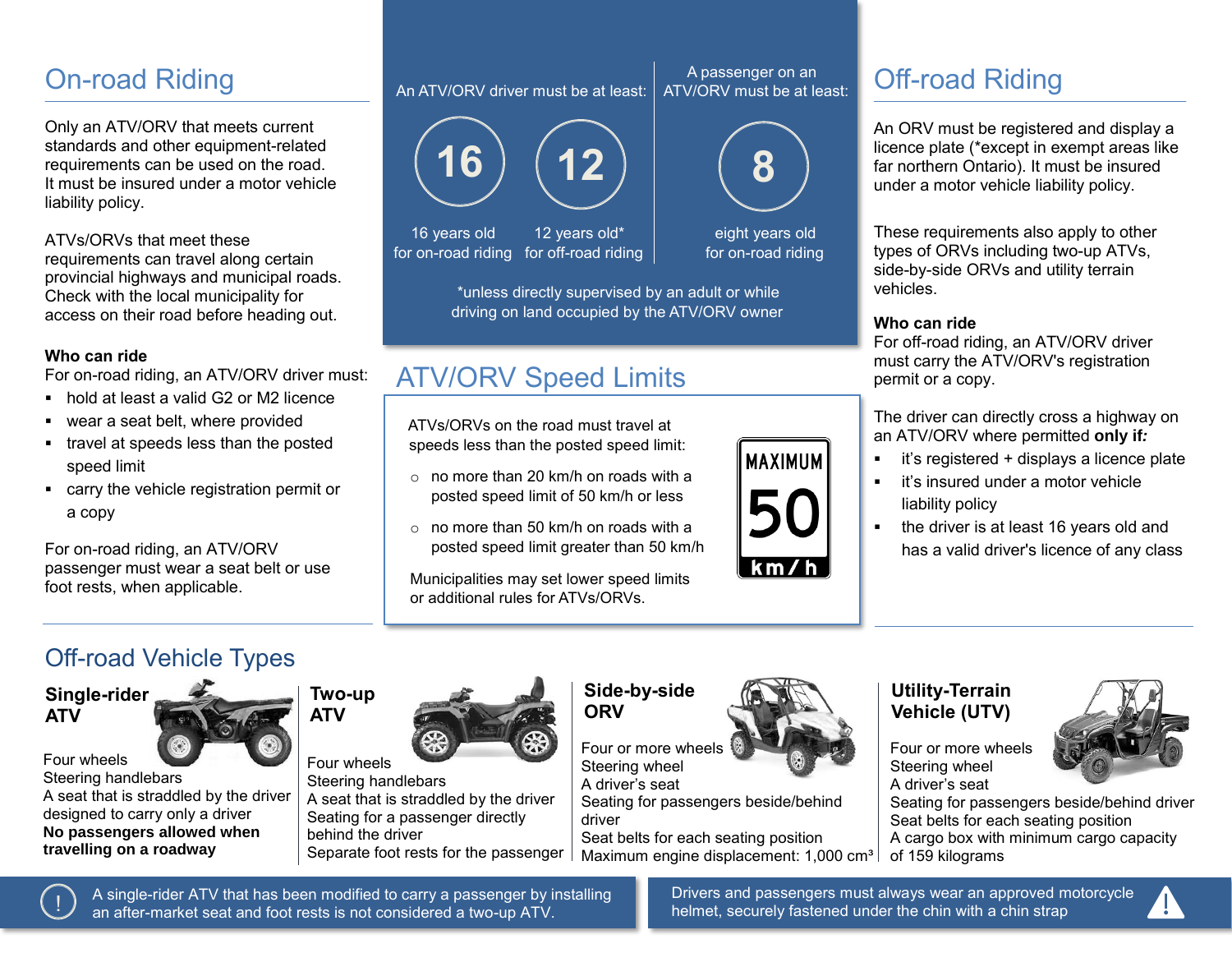## On-road Riding

Only an ATV/ORV that meets current standards and other equipment-related requirements can be used on the road. It must be insured under a motor vehicle liability policy.

ATVs/ORVs that meet these requirements can travel along certain provincial highways and municipal roads. Check with the local municipality for access on their road before heading out.

**Who can ride**

For on-road riding, an ATV/ORV driver must:

- hold at least a valid G2 or M2 licence
- wear a seat belt, where provided
- travel at speeds less than the posted speed limit
- carry the vehicle registration permit or a copy

For on-road riding, an ATV/ORV passenger must wear a seat belt or use foot rests, when applicable.

An ATV/ORV driver must be at least:

**16**
16 years old for on-road riding

**12**
12 years old* for off-road riding

A passenger on an ATV/ORV must be at least:

**8**
eight years old for on-road riding

*unless directly supervised by an adult or while driving on land occupied by the ATV/ORV owner

## ATV/ORV Speed Limits

ATVs/ORVs on the road must travel at speeds less than the posted speed limit:

- no more than 20 km/h on roads with a posted speed limit of 50 km/h or less
- no more than 50 km/h on roads with a posted speed limit greater than 50 km/h

Municipalities may set lower speed limits or additional rules for ATVs/ORVs.

MAXIMUM
50
km/h

## Off-road Riding

An ORV must be registered and display a licence plate (*except in exempt areas like far northern Ontario). It must be insured under a motor vehicle liability policy.

These requirements also apply to other types of ORVs including two-up ATVs, side-by-side ORVs and utility terrain vehicles.

**Who can ride**

For off-road riding, an ATV/ORV driver must carry the ATV/ORV's registration permit or a copy.

The driver can directly cross a highway on an ATV/ORV where permitted **only if:**

- it's registered + displays a licence plate
- it's insured under a motor vehicle liability policy
- the driver is at least 16 years old and has a valid driver's licence of any class

## Off-road Vehicle Types

**Single-rider ATV**

Four wheels
Steering handlebars
A seat that is straddled by the driver designed to carry only a driver
**No passengers allowed when travelling on a roadway**

**Two-up ATV**

Four wheels
Steering handlebars
A seat that is straddled by the driver
Seating for a passenger directly behind the driver
Separate foot rests for the passenger

**Side-by-side ORV**

Four or more wheels
Steering wheel
A driver's seat
Seating for passengers beside/behind driver
Seat belts for each seating position
Maximum engine displacement: 1,000 cm³

**Utility-Terrain Vehicle (UTV)**

Four or more wheels
Steering wheel
A driver's seat
Seating for passengers beside/behind driver
Seat belts for each seating position
A cargo box with minimum cargo capacity of 159 kilograms

A single-rider ATV that has been modified to carry a passenger by installing an after-market seat and foot rests is not considered a two-up ATV.

Drivers and passengers must always wear an approved motorcycle helmet, securely fastened under the chin with a chin strap